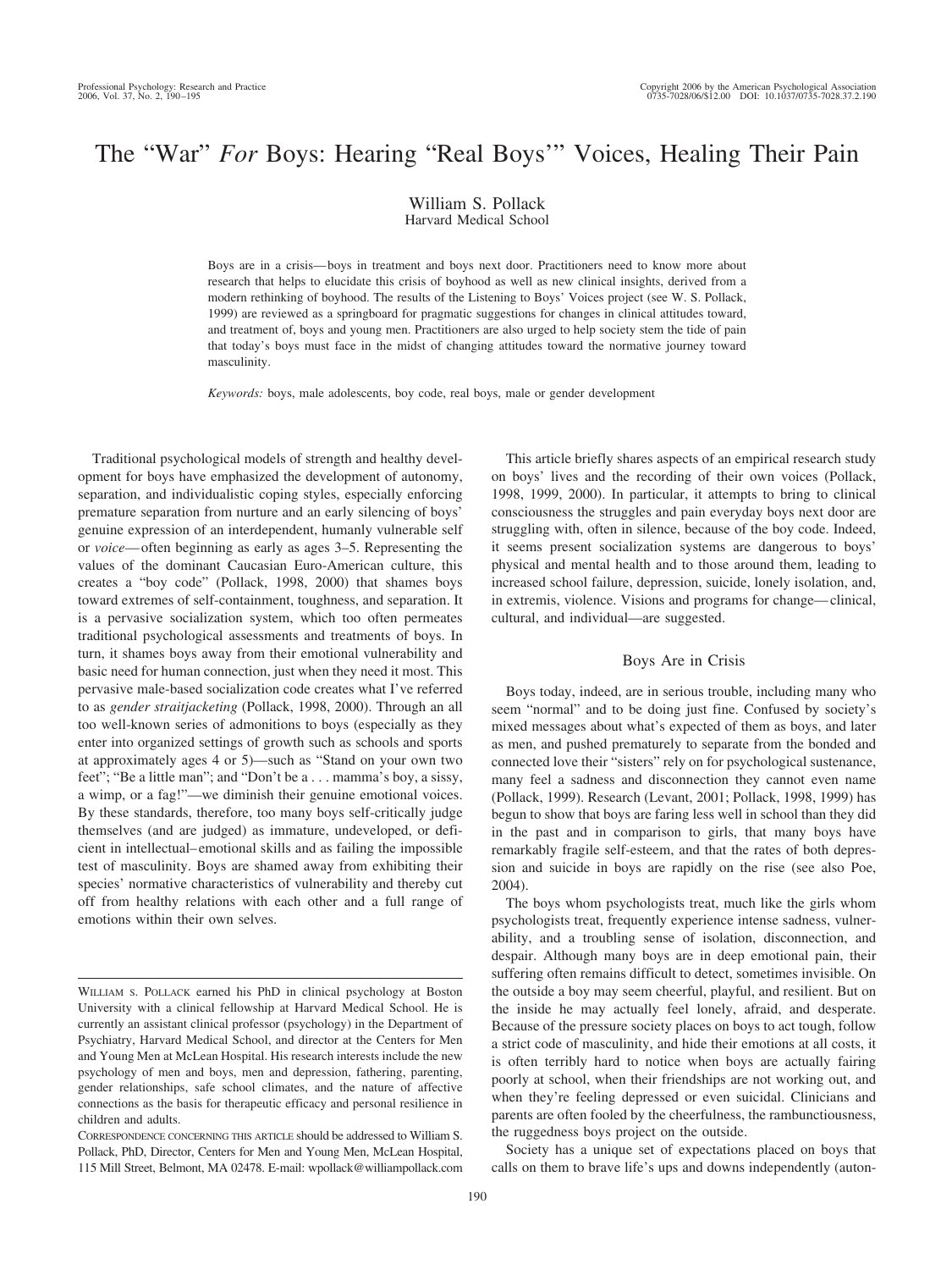# The "War" *For* Boys: Hearing "Real Boys'" Voices, Healing Their Pain

William S. Pollack
Harvard Medical School

Boys are in a crisis—boys in treatment and boys next door. Practitioners need to know more about research that helps to elucidate this crisis of boyhood as well as new clinical insights, derived from a modern rethinking of boyhood. The results of the Listening to Boys' Voices project (see W. S. Pollack, 1999) are reviewed as a springboard for pragmatic suggestions for changes in clinical attitudes toward, and treatment of, boys and young men. Practitioners are also urged to help society stem the tide of pain that today's boys must face in the midst of changing attitudes toward the normative journey toward masculinity.

*Keywords:* boys, male adolescents, boy code, real boys, male or gender development

Traditional psychological models of strength and healthy development for boys have emphasized the development of autonomy, separation, and individualistic coping styles, especially enforcing premature separation from nurture and an early silencing of boys' genuine expression of an interdependent, humanly vulnerable self or *voice*—often beginning as early as ages 3–5. Representing the values of the dominant Caucasian Euro-American culture, this creates a "boy code" (Pollack, 1998, 2000) that shames boys toward extremes of self-containment, toughness, and separation. It is a pervasive socialization system, which too often permeates traditional psychological assessments and treatments of boys. In turn, it shames boys away from their emotional vulnerability and basic need for human connection, just when they need it most. This pervasive male-based socialization code creates what I've referred to as *gender straitjacketing* (Pollack, 1998, 2000). Through an all too well-known series of admonitions to boys (especially as they enter into organized settings of growth such as schools and sports at approximately ages 4 or 5)—such as "Stand on your own two feet"; "Be a little man"; and "Don't be a . . . mamma's boy, a sissy, a wimp, or a fag!"—we diminish their genuine emotional voices. By these standards, therefore, too many boys self-critically judge themselves (and are judged) as immature, undeveloped, or deficient in intellectual–emotional skills and as failing the impossible test of masculinity. Boys are shamed away from exhibiting their species' normative characteristics of vulnerability and thereby cut off from healthy relations with each other and a full range of emotions within their own selves.

This article briefly shares aspects of an empirical research study on boys' lives and the recording of their own voices (Pollack, 1998, 1999, 2000). In particular, it attempts to bring to clinical consciousness the struggles and pain everyday boys next door are struggling with, often in silence, because of the boy code. Indeed, it seems present socialization systems are dangerous to boys' physical and mental health and to those around them, leading to increased school failure, depression, suicide, lonely isolation, and, in extremis, violence. Visions and programs for change—clinical, cultural, and individual—are suggested.

## Boys Are in Crisis

Boys today, indeed, are in serious trouble, including many who seem "normal" and to be doing just fine. Confused by society's mixed messages about what's expected of them as boys, and later as men, and pushed prematurely to separate from the bonded and connected love their "sisters" rely on for psychological sustenance, many feel a sadness and disconnection they cannot even name (Pollack, 1999). Research (Levant, 2001; Pollack, 1998, 1999) has begun to show that boys are faring less well in school than they did in the past and in comparison to girls, that many boys have remarkably fragile self-esteem, and that the rates of both depression and suicide in boys are rapidly on the rise (see also Poe, 2004).

The boys whom psychologists treat, much like the girls whom psychologists treat, frequently experience intense sadness, vulnerability, and a troubling sense of isolation, disconnection, and despair. Although many boys are in deep emotional pain, their suffering often remains difficult to detect, sometimes invisible. On the outside a boy may seem cheerful, playful, and resilient. But on the inside he may actually feel lonely, afraid, and desperate. Because of the pressure society places on boys to act tough, follow a strict code of masculinity, and hide their emotions at all costs, it is often terribly hard to notice when boys are actually fairing poorly at school, when their friendships are not working out, and when they're feeling depressed or even suicidal. Clinicians and parents are often fooled by the cheerfulness, the rambunctiousness, the ruggedness boys project on the outside.

Society has a unique set of expectations placed on boys that calls on them to brave life's ups and downs independently (auton-

---

William S. Pollack earned his PhD in clinical psychology at Boston University with a clinical fellowship at Harvard Medical School. He is currently an assistant clinical professor (psychology) in the Department of Psychiatry, Harvard Medical School, and director at the Centers for Men and Young Men at McLean Hospital. His research interests include the new psychology of men and boys, men and depression, fathering, parenting, gender relationships, safe school climates, and the nature of affective connections as the basis for therapeutic efficacy and personal resilience in children and adults.

Correspondence concerning this article should be addressed to William S. Pollack, PhD, Director, Centers for Men and Young Men, McLean Hospital, 115 Mill Street, Belmont, MA 02478. E-mail: wpollack@williampollack.com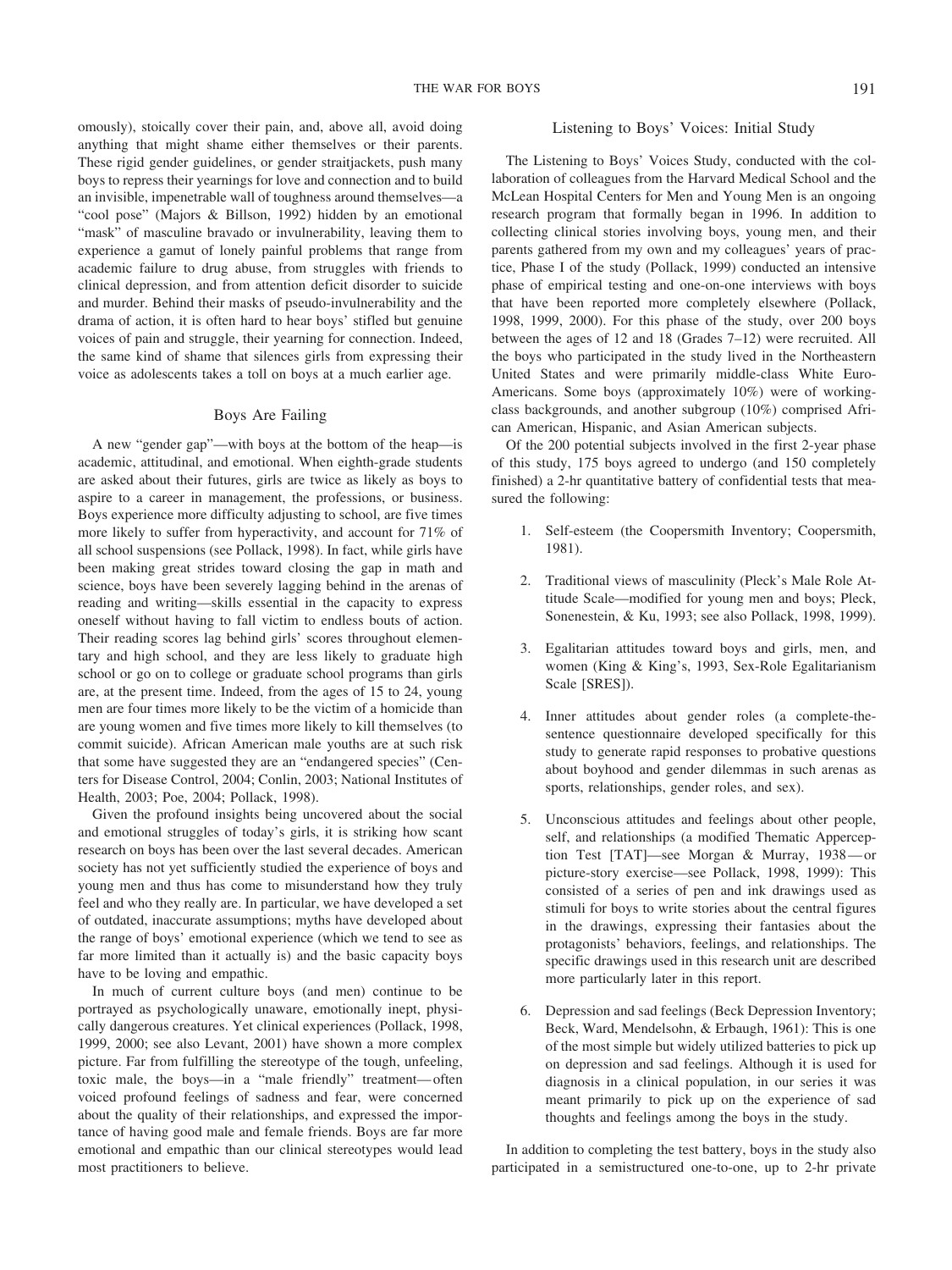omously), stoically cover their pain, and, above all, avoid doing anything that might shame either themselves or their parents. These rigid gender guidelines, or gender straitjackets, push many boys to repress their yearnings for love and connection and to build an invisible, impenetrable wall of toughness around themselves—a "cool pose" (Majors & Billson, 1992) hidden by an emotional "mask" of masculine bravado or invulnerability, leaving them to experience a gamut of lonely painful problems that range from academic failure to drug abuse, from struggles with friends to clinical depression, and from attention deficit disorder to suicide and murder. Behind their masks of pseudo-invulnerability and the drama of action, it is often hard to hear boys' stifled but genuine voices of pain and struggle, their yearning for connection. Indeed, the same kind of shame that silences girls from expressing their voice as adolescents takes a toll on boys at a much earlier age.

## Boys Are Failing

A new "gender gap"—with boys at the bottom of the heap—is academic, attitudinal, and emotional. When eighth-grade students are asked about their futures, girls are twice as likely as boys to aspire to a career in management, the professions, or business. Boys experience more difficulty adjusting to school, are five times more likely to suffer from hyperactivity, and account for 71% of all school suspensions (see Pollack, 1998). In fact, while girls have been making great strides toward closing the gap in math and science, boys have been severely lagging behind in the arenas of reading and writing—skills essential in the capacity to express oneself without having to fall victim to endless bouts of action. Their reading scores lag behind girls' scores throughout elementary and high school, and they are less likely to graduate high school or go on to college or graduate school programs than girls are, at the present time. Indeed, from the ages of 15 to 24, young men are four times more likely to be the victim of a homicide than are young women and five times more likely to kill themselves (to commit suicide). African American male youths are at such risk that some have suggested they are an "endangered species" (Centers for Disease Control, 2004; Conlin, 2003; National Institutes of Health, 2003; Poe, 2004; Pollack, 1998).

Given the profound insights being uncovered about the social and emotional struggles of today's girls, it is striking how scant research on boys has been over the last several decades. American society has not yet sufficiently studied the experience of boys and young men and thus has come to misunderstand how they truly feel and who they really are. In particular, we have developed a set of outdated, inaccurate assumptions; myths have developed about the range of boys' emotional experience (which we tend to see as far more limited than it actually is) and the basic capacity boys have to be loving and empathic.

In much of current culture boys (and men) continue to be portrayed as psychologically unaware, emotionally inept, physically dangerous creatures. Yet clinical experiences (Pollack, 1998, 1999, 2000; see also Levant, 2001) have shown a more complex picture. Far from fulfilling the stereotype of the tough, unfeeling, toxic male, the boys—in a "male friendly" treatment—often voiced profound feelings of sadness and fear, were concerned about the quality of their relationships, and expressed the importance of having good male and female friends. Boys are far more emotional and empathic than our clinical stereotypes would lead most practitioners to believe.

## Listening to Boys' Voices: Initial Study

The Listening to Boys' Voices Study, conducted with the collaboration of colleagues from the Harvard Medical School and the McLean Hospital Centers for Men and Young Men is an ongoing research program that formally began in 1996. In addition to collecting clinical stories involving boys, young men, and their parents gathered from my own and my colleagues' years of practice, Phase I of the study (Pollack, 1999) conducted an intensive phase of empirical testing and one-on-one interviews with boys that have been reported more completely elsewhere (Pollack, 1998, 1999, 2000). For this phase of the study, over 200 boys between the ages of 12 and 18 (Grades 7–12) were recruited. All the boys who participated in the study lived in the Northeastern United States and were primarily middle-class White Euro-Americans. Some boys (approximately 10%) were of working-class backgrounds, and another subgroup (10%) comprised African American, Hispanic, and Asian American subjects.

Of the 200 potential subjects involved in the first 2-year phase of this study, 175 boys agreed to undergo (and 150 completely finished) a 2-hr quantitative battery of confidential tests that measured the following:

1. Self-esteem (the Coopersmith Inventory; Coopersmith, 1981).
2. Traditional views of masculinity (Pleck's Male Role Attitude Scale—modified for young men and boys; Pleck, Sonenestein, & Ku, 1993; see also Pollack, 1998, 1999).
3. Egalitarian attitudes toward boys and girls, men, and women (King & King's, 1993, Sex-Role Egalitarianism Scale [SRES]).
4. Inner attitudes about gender roles (a complete-the-sentence questionnaire developed specifically for this study to generate rapid responses to probative questions about boyhood and gender dilemmas in such arenas as sports, relationships, gender roles, and sex).
5. Unconscious attitudes and feelings about other people, self, and relationships (a modified Thematic Apperception Test [TAT]—see Morgan & Murray, 1938—or picture-story exercise—see Pollack, 1998, 1999): This consisted of a series of pen and ink drawings used as stimuli for boys to write stories about the central figures in the drawings, expressing their fantasies about the protagonists' behaviors, feelings, and relationships. The specific drawings used in this research unit are described more particularly later in this report.
6. Depression and sad feelings (Beck Depression Inventory; Beck, Ward, Mendelsohn, & Erbaugh, 1961): This is one of the most simple but widely utilized batteries to pick up on depression and sad feelings. Although it is used for diagnosis in a clinical population, in our series it was meant primarily to pick up on the experience of sad thoughts and feelings among the boys in the study.

In addition to completing the test battery, boys in the study also participated in a semistructured one-to-one, up to 2-hr private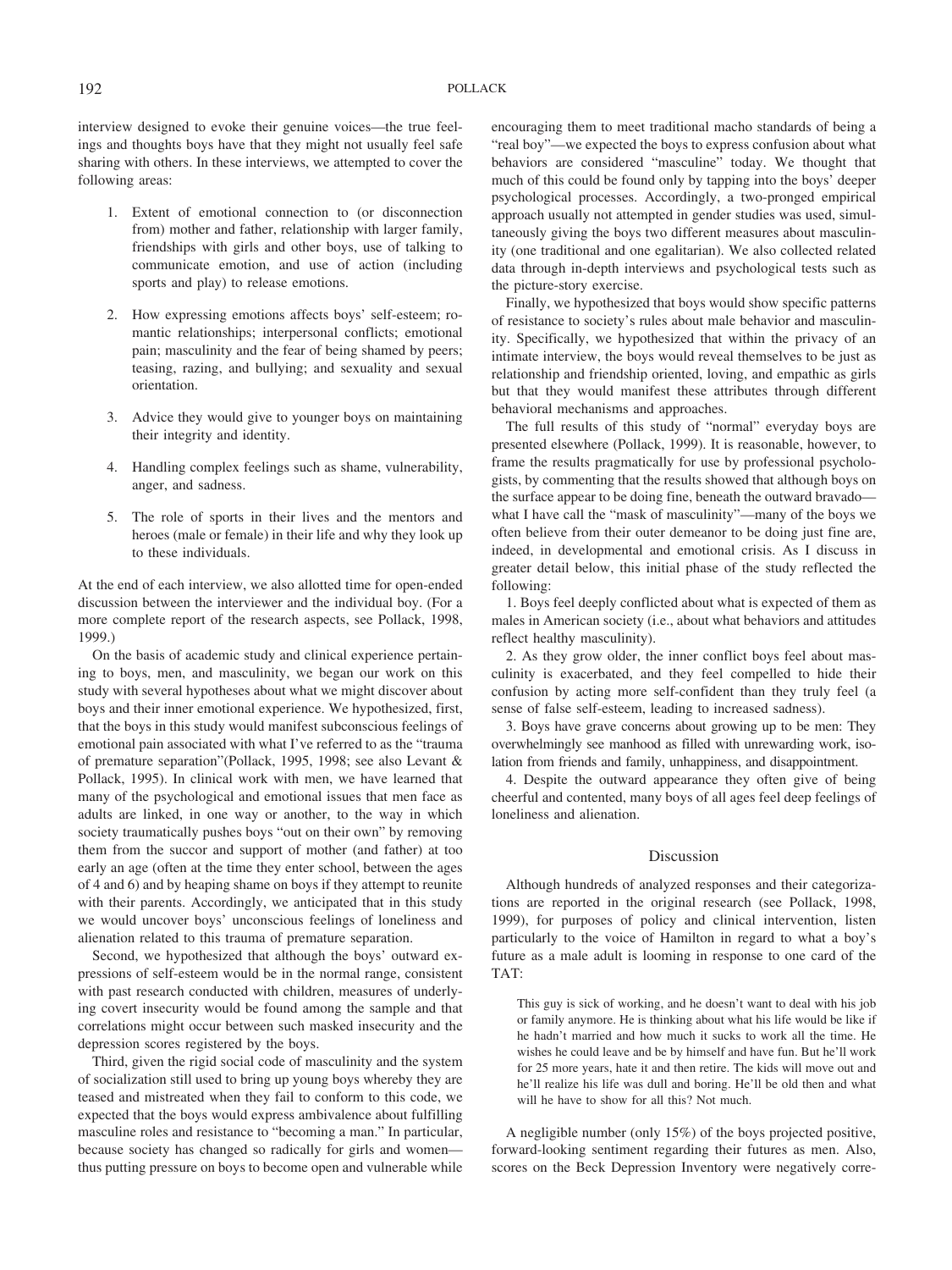interview designed to evoke their genuine voices—the true feelings and thoughts boys have that they might not usually feel safe sharing with others. In these interviews, we attempted to cover the following areas:

1. Extent of emotional connection to (or disconnection from) mother and father, relationship with larger family, friendships with girls and other boys, use of talking to communicate emotion, and use of action (including sports and play) to release emotions.

2. How expressing emotions affects boys' self-esteem; romantic relationships; interpersonal conflicts; emotional pain; masculinity and the fear of being shamed by peers; teasing, razing, and bullying; and sexuality and sexual orientation.

3. Advice they would give to younger boys on maintaining their integrity and identity.

4. Handling complex feelings such as shame, vulnerability, anger, and sadness.

5. The role of sports in their lives and the mentors and heroes (male or female) in their life and why they look up to these individuals.

At the end of each interview, we also allotted time for open-ended discussion between the interviewer and the individual boy. (For a more complete report of the research aspects, see Pollack, 1998, 1999.)

On the basis of academic study and clinical experience pertaining to boys, men, and masculinity, we began our work on this study with several hypotheses about what we might discover about boys and their inner emotional experience. We hypothesized, first, that the boys in this study would manifest subconscious feelings of emotional pain associated with what I've referred to as the "trauma of premature separation"(Pollack, 1995, 1998; see also Levant & Pollack, 1995). In clinical work with men, we have learned that many of the psychological and emotional issues that men face as adults are linked, in one way or another, to the way in which society traumatically pushes boys "out on their own" by removing them from the succor and support of mother (and father) at too early an age (often at the time they enter school, between the ages of 4 and 6) and by heaping shame on boys if they attempt to reunite with their parents. Accordingly, we anticipated that in this study we would uncover boys' unconscious feelings of loneliness and alienation related to this trauma of premature separation.

Second, we hypothesized that although the boys' outward expressions of self-esteem would be in the normal range, consistent with past research conducted with children, measures of underlying covert insecurity would be found among the sample and that correlations might occur between such masked insecurity and the depression scores registered by the boys.

Third, given the rigid social code of masculinity and the system of socialization still used to bring up young boys whereby they are teased and mistreated when they fail to conform to this code, we expected that the boys would express ambivalence about fulfilling masculine roles and resistance to "becoming a man." In particular, because society has changed so radically for girls and women—thus putting pressure on boys to become open and vulnerable while encouraging them to meet traditional macho standards of being a "real boy"—we expected the boys to express confusion about what behaviors are considered "masculine" today. We thought that much of this could be found only by tapping into the boys' deeper psychological processes. Accordingly, a two-pronged empirical approach usually not attempted in gender studies was used, simultaneously giving the boys two different measures about masculinity (one traditional and one egalitarian). We also collected related data through in-depth interviews and psychological tests such as the picture-story exercise.

Finally, we hypothesized that boys would show specific patterns of resistance to society's rules about male behavior and masculinity. Specifically, we hypothesized that within the privacy of an intimate interview, the boys would reveal themselves to be just as relationship and friendship oriented, loving, and empathic as girls but that they would manifest these attributes through different behavioral mechanisms and approaches.

The full results of this study of "normal" everyday boys are presented elsewhere (Pollack, 1999). It is reasonable, however, to frame the results pragmatically for use by professional psychologists, by commenting that the results showed that although boys on the surface appear to be doing fine, beneath the outward bravado—what I have call the "mask of masculinity"—many of the boys we often believe from their outer demeanor to be doing just fine are, indeed, in developmental and emotional crisis. As I discuss in greater detail below, this initial phase of the study reflected the following:

1. Boys feel deeply conflicted about what is expected of them as males in American society (i.e., about what behaviors and attitudes reflect healthy masculinity).

2. As they grow older, the inner conflict boys feel about masculinity is exacerbated, and they feel compelled to hide their confusion by acting more self-confident than they truly feel (a sense of false self-esteem, leading to increased sadness).

3. Boys have grave concerns about growing up to be men: They overwhelmingly see manhood as filled with unrewarding work, isolation from friends and family, unhappiness, and disappointment.

4. Despite the outward appearance they often give of being cheerful and contented, many boys of all ages feel deep feelings of loneliness and alienation.

## Discussion

Although hundreds of analyzed responses and their categorizations are reported in the original research (see Pollack, 1998, 1999), for purposes of policy and clinical intervention, listen particularly to the voice of Hamilton in regard to what a boy's future as a male adult is looming in response to one card of the TAT:

> This guy is sick of working, and he doesn't want to deal with his job or family anymore. He is thinking about what his life would be like if he hadn't married and how much it sucks to work all the time. He wishes he could leave and be by himself and have fun. But he'll work for 25 more years, hate it and then retire. The kids will move out and he'll realize his life was dull and boring. He'll be old then and what will he have to show for all this? Not much.

A negligible number (only 15%) of the boys projected positive, forward-looking sentiment regarding their futures as men. Also, scores on the Beck Depression Inventory were negatively corre-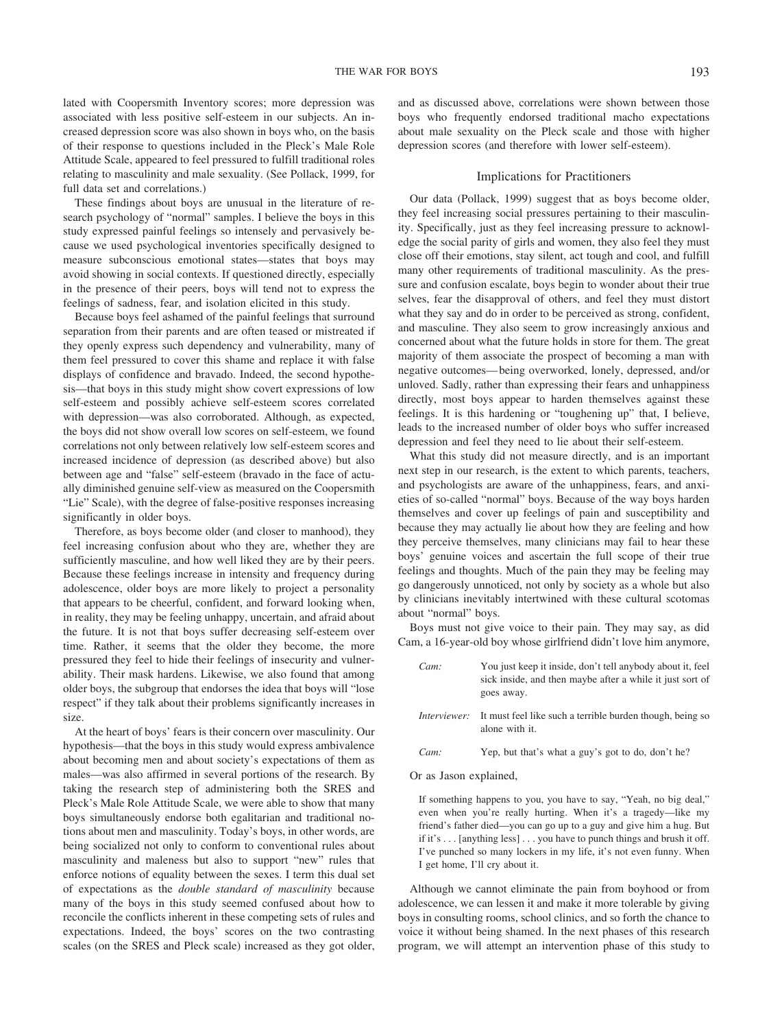lated with Coopersmith Inventory scores; more depression was associated with less positive self-esteem in our subjects. An increased depression score was also shown in boys who, on the basis of their response to questions included in the Pleck's Male Role Attitude Scale, appeared to feel pressured to fulfill traditional roles relating to masculinity and male sexuality. (See Pollack, 1999, for full data set and correlations.)

These findings about boys are unusual in the literature of research psychology of "normal" samples. I believe the boys in this study expressed painful feelings so intensely and pervasively because we used psychological inventories specifically designed to measure subconscious emotional states—states that boys may avoid showing in social contexts. If questioned directly, especially in the presence of their peers, boys will tend not to express the feelings of sadness, fear, and isolation elicited in this study.

Because boys feel ashamed of the painful feelings that surround separation from their parents and are often teased or mistreated if they openly express such dependency and vulnerability, many of them feel pressured to cover this shame and replace it with false displays of confidence and bravado. Indeed, the second hypothesis—that boys in this study might show covert expressions of low self-esteem and possibly achieve self-esteem scores correlated with depression—was also corroborated. Although, as expected, the boys did not show overall low scores on self-esteem, we found correlations not only between relatively low self-esteem scores and increased incidence of depression (as described above) but also between age and "false" self-esteem (bravado in the face of actually diminished genuine self-view as measured on the Coopersmith "Lie" Scale), with the degree of false-positive responses increasing significantly in older boys.

Therefore, as boys become older (and closer to manhood), they feel increasing confusion about who they are, whether they are sufficiently masculine, and how well liked they are by their peers. Because these feelings increase in intensity and frequency during adolescence, older boys are more likely to project a personality that appears to be cheerful, confident, and forward looking when, in reality, they may be feeling unhappy, uncertain, and afraid about the future. It is not that boys suffer decreasing self-esteem over time. Rather, it seems that the older they become, the more pressured they feel to hide their feelings of insecurity and vulnerability. Their mask hardens. Likewise, we also found that among older boys, the subgroup that endorses the idea that boys will "lose respect" if they talk about their problems significantly increases in size.

At the heart of boys' fears is their concern over masculinity. Our hypothesis—that the boys in this study would express ambivalence about becoming men and about society's expectations of them as males—was also affirmed in several portions of the research. By taking the research step of administering both the SRES and Pleck's Male Role Attitude Scale, we were able to show that many boys simultaneously endorse both egalitarian and traditional notions about men and masculinity. Today's boys, in other words, are being socialized not only to conform to conventional rules about masculinity and maleness but also to support "new" rules that enforce notions of equality between the sexes. I term this dual set of expectations as the *double standard of masculinity* because many of the boys in this study seemed confused about how to reconcile the conflicts inherent in these competing sets of rules and expectations. Indeed, the boys' scores on the two contrasting scales (on the SRES and Pleck scale) increased as they got older, and as discussed above, correlations were shown between those boys who frequently endorsed traditional macho expectations about male sexuality on the Pleck scale and those with higher depression scores (and therefore with lower self-esteem).

## Implications for Practitioners

Our data (Pollack, 1999) suggest that as boys become older, they feel increasing social pressures pertaining to their masculinity. Specifically, just as they feel increasing pressure to acknowledge the social parity of girls and women, they also feel they must close off their emotions, stay silent, act tough and cool, and fulfill many other requirements of traditional masculinity. As the pressure and confusion escalate, boys begin to wonder about their true selves, fear the disapproval of others, and feel they must distort what they say and do in order to be perceived as strong, confident, and masculine. They also seem to grow increasingly anxious and concerned about what the future holds in store for them. The great majority of them associate the prospect of becoming a man with negative outcomes—being overworked, lonely, depressed, and/or unloved. Sadly, rather than expressing their fears and unhappiness directly, most boys appear to harden themselves against these feelings. It is this hardening or "toughening up" that, I believe, leads to the increased number of older boys who suffer increased depression and feel they need to lie about their self-esteem.

What this study did not measure directly, and is an important next step in our research, is the extent to which parents, teachers, and psychologists are aware of the unhappiness, fears, and anxieties of so-called "normal" boys. Because of the way boys harden themselves and cover up feelings of pain and susceptibility and because they may actually lie about how they are feeling and how they perceive themselves, many clinicians may fail to hear these boys' genuine voices and ascertain the full scope of their true feelings and thoughts. Much of the pain they may be feeling may go dangerously unnoticed, not only by society as a whole but also by clinicians inevitably intertwined with these cultural scotomas about "normal" boys.

Boys must not give voice to their pain. They may say, as did Cam, a 16-year-old boy whose girlfriend didn't love him anymore,

> *Cam:* You just keep it inside, don't tell anybody about it, feel sick inside, and then maybe after a while it just sort of goes away.
>
> *Interviewer:* It must feel like such a terrible burden though, being so alone with it.
>
> *Cam:* Yep, but that's what a guy's got to do, don't he?

Or as Jason explained,

> If something happens to you, you have to say, "Yeah, no big deal," even when you're really hurting. When it's a tragedy—like my friend's father died—you can go up to a guy and give him a hug. But if it's . . . [anything less] . . . you have to punch things and brush it off. I've punched so many lockers in my life, it's not even funny. When I get home, I'll cry about it.

Although we cannot eliminate the pain from boyhood or from adolescence, we can lessen it and make it more tolerable by giving boys in consulting rooms, school clinics, and so forth the chance to voice it without being shamed. In the next phases of this research program, we will attempt an intervention phase of this study to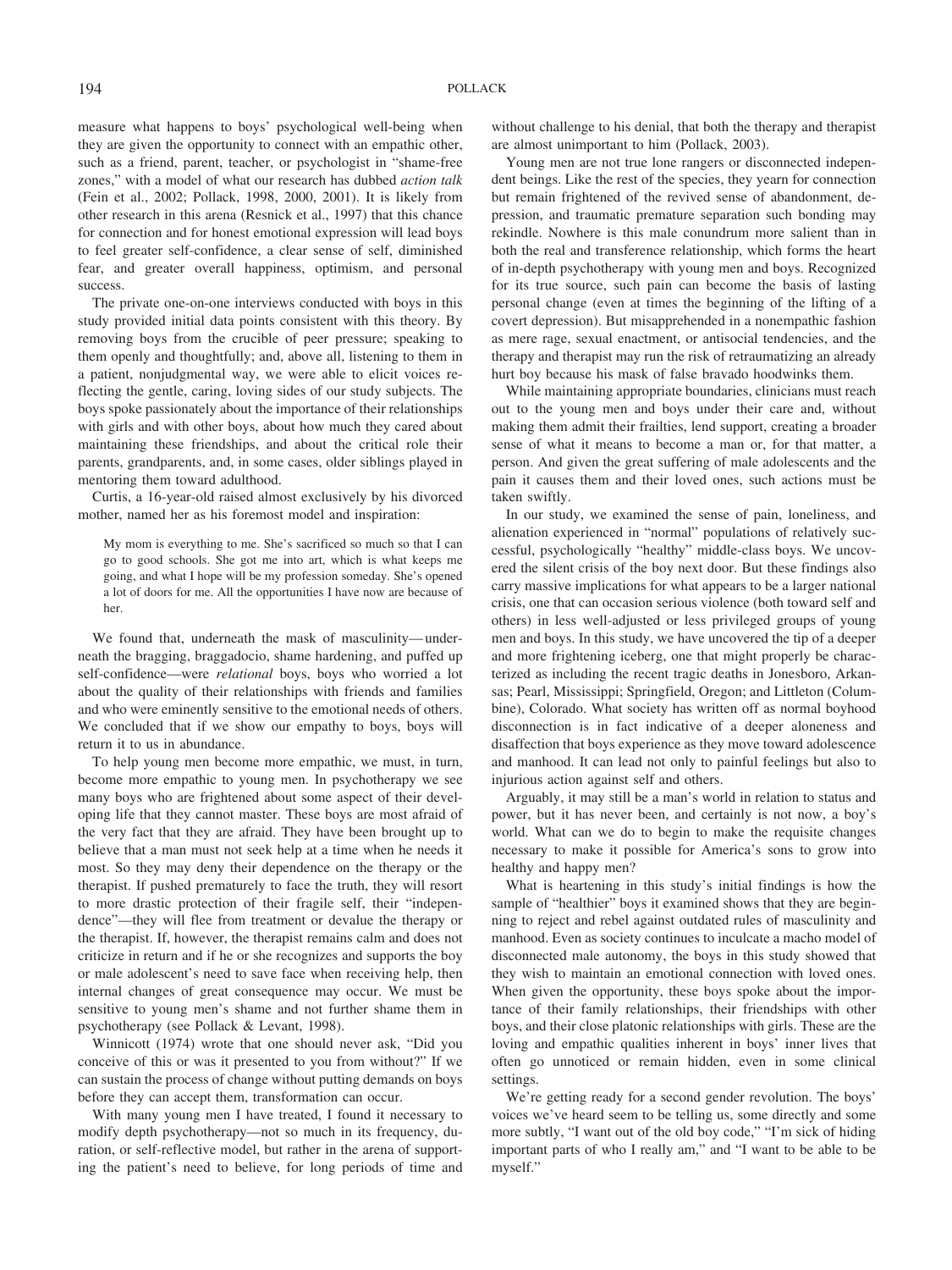measure what happens to boys' psychological well-being when they are given the opportunity to connect with an empathic other, such as a friend, parent, teacher, or psychologist in "shame-free zones," with a model of what our research has dubbed *action talk* (Fein et al., 2002; Pollack, 1998, 2000, 2001). It is likely from other research in this arena (Resnick et al., 1997) that this chance for connection and for honest emotional expression will lead boys to feel greater self-confidence, a clear sense of self, diminished fear, and greater overall happiness, optimism, and personal success.

The private one-on-one interviews conducted with boys in this study provided initial data points consistent with this theory. By removing boys from the crucible of peer pressure; speaking to them openly and thoughtfully; and, above all, listening to them in a patient, nonjudgmental way, we were able to elicit voices reflecting the gentle, caring, loving sides of our study subjects. The boys spoke passionately about the importance of their relationships with girls and with other boys, about how much they cared about maintaining these friendships, and about the critical role their parents, grandparents, and, in some cases, older siblings played in mentoring them toward adulthood.

Curtis, a 16-year-old raised almost exclusively by his divorced mother, named her as his foremost model and inspiration:

> My mom is everything to me. She's sacrificed so much so that I can go to good schools. She got me into art, which is what keeps me going, and what I hope will be my profession someday. She's opened a lot of doors for me. All the opportunities I have now are because of her.

We found that, underneath the mask of masculinity—underneath the bragging, braggadocio, shame hardening, and puffed up self-confidence—were *relational* boys, boys who worried a lot about the quality of their relationships with friends and families and who were eminently sensitive to the emotional needs of others. We concluded that if we show our empathy to boys, boys will return it to us in abundance.

To help young men become more empathic, we must, in turn, become more empathic to young men. In psychotherapy we see many boys who are frightened about some aspect of their developing life that they cannot master. These boys are most afraid of the very fact that they are afraid. They have been brought up to believe that a man must not seek help at a time when he needs it most. So they may deny their dependence on the therapy or the therapist. If pushed prematurely to face the truth, they will resort to more drastic protection of their fragile self, their "independence"—they will flee from treatment or devalue the therapy or the therapist. If, however, the therapist remains calm and does not criticize in return and if he or she recognizes and supports the boy or male adolescent's need to save face when receiving help, then internal changes of great consequence may occur. We must be sensitive to young men's shame and not further shame them in psychotherapy (see Pollack & Levant, 1998).

Winnicott (1974) wrote that one should never ask, "Did you conceive of this or was it presented to you from without?" If we can sustain the process of change without putting demands on boys before they can accept them, transformation can occur.

With many young men I have treated, I found it necessary to modify depth psychotherapy—not so much in its frequency, duration, or self-reflective model, but rather in the arena of supporting the patient's need to believe, for long periods of time and without challenge to his denial, that both the therapy and therapist are almost unimportant to him (Pollack, 2003).

Young men are not true lone rangers or disconnected independent beings. Like the rest of the species, they yearn for connection but remain frightened of the revived sense of abandonment, depression, and traumatic premature separation such bonding may rekindle. Nowhere is this male conundrum more salient than in both the real and transference relationship, which forms the heart of in-depth psychotherapy with young men and boys. Recognized for its true source, such pain can become the basis of lasting personal change (even at times the beginning of the lifting of a covert depression). But misapprehended in a nonempathic fashion as mere rage, sexual enactment, or antisocial tendencies, and the therapy and therapist may run the risk of retraumatizing an already hurt boy because his mask of false bravado hoodwinks them.

While maintaining appropriate boundaries, clinicians must reach out to the young men and boys under their care and, without making them admit their frailties, lend support, creating a broader sense of what it means to become a man or, for that matter, a person. And given the great suffering of male adolescents and the pain it causes them and their loved ones, such actions must be taken swiftly.

In our study, we examined the sense of pain, loneliness, and alienation experienced in "normal" populations of relatively successful, psychologically "healthy" middle-class boys. We uncovered the silent crisis of the boy next door. But these findings also carry massive implications for what appears to be a larger national crisis, one that can occasion serious violence (both toward self and others) in less well-adjusted or less privileged groups of young men and boys. In this study, we have uncovered the tip of a deeper and more frightening iceberg, one that might properly be characterized as including the recent tragic deaths in Jonesboro, Arkansas; Pearl, Mississippi; Springfield, Oregon; and Littleton (Columbine), Colorado. What society has written off as normal boyhood disconnection is in fact indicative of a deeper aloneness and disaffection that boys experience as they move toward adolescence and manhood. It can lead not only to painful feelings but also to injurious action against self and others.

Arguably, it may still be a man's world in relation to status and power, but it has never been, and certainly is not now, a boy's world. What can we do to begin to make the requisite changes necessary to make it possible for America's sons to grow into healthy and happy men?

What is heartening in this study's initial findings is how the sample of "healthier" boys it examined shows that they are beginning to reject and rebel against outdated rules of masculinity and manhood. Even as society continues to inculcate a macho model of disconnected male autonomy, the boys in this study showed that they wish to maintain an emotional connection with loved ones. When given the opportunity, these boys spoke about the importance of their family relationships, their friendships with other boys, and their close platonic relationships with girls. These are the loving and empathic qualities inherent in boys' inner lives that often go unnoticed or remain hidden, even in some clinical settings.

We're getting ready for a second gender revolution. The boys' voices we've heard seem to be telling us, some directly and some more subtly, "I want out of the old boy code," "I'm sick of hiding important parts of who I really am," and "I want to be able to be myself."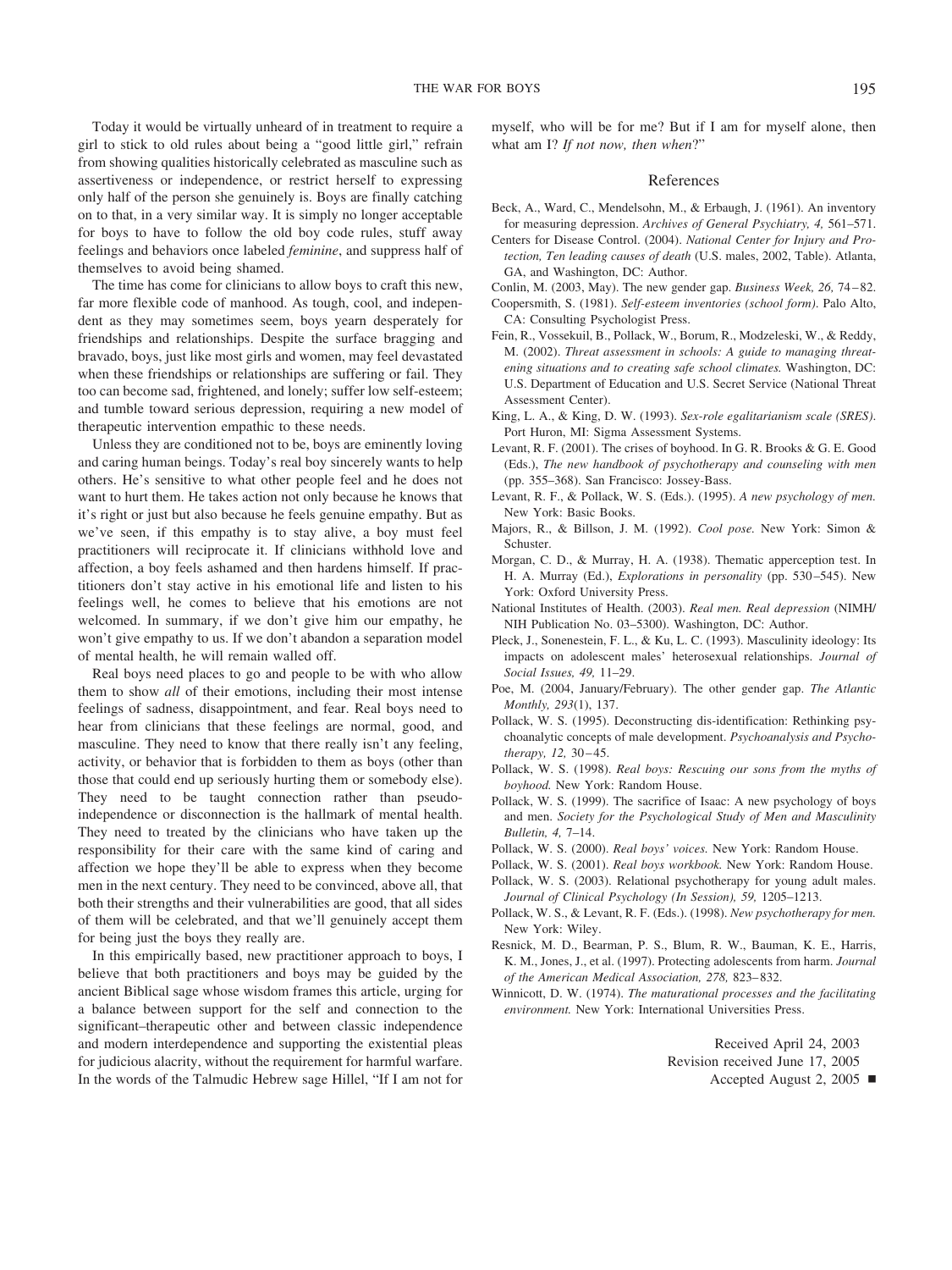Today it would be virtually unheard of in treatment to require a girl to stick to old rules about being a "good little girl," refrain from showing qualities historically celebrated as masculine such as assertiveness or independence, or restrict herself to expressing only half of the person she genuinely is. Boys are finally catching on to that, in a very similar way. It is simply no longer acceptable for boys to have to follow the old boy code rules, stuff away feelings and behaviors once labeled *feminine*, and suppress half of themselves to avoid being shamed.

The time has come for clinicians to allow boys to craft this new, far more flexible code of manhood. As tough, cool, and independent as they may sometimes seem, boys yearn desperately for friendships and relationships. Despite the surface bragging and bravado, boys, just like most girls and women, may feel devastated when these friendships or relationships are suffering or fail. They too can become sad, frightened, and lonely; suffer low self-esteem; and tumble toward serious depression, requiring a new model of therapeutic intervention empathic to these needs.

Unless they are conditioned not to be, boys are eminently loving and caring human beings. Today's real boy sincerely wants to help others. He's sensitive to what other people feel and he does not want to hurt them. He takes action not only because he knows that it's right or just but also because he feels genuine empathy. But as we've seen, if this empathy is to stay alive, a boy must feel practitioners will reciprocate it. If clinicians withhold love and affection, a boy feels ashamed and then hardens himself. If practitioners don't stay active in his emotional life and listen to his feelings well, he comes to believe that his emotions are not welcomed. In summary, if we don't give him our empathy, he won't give empathy to us. If we don't abandon a separation model of mental health, he will remain walled off.

Real boys need places to go and people to be with who allow them to show *all* of their emotions, including their most intense feelings of sadness, disappointment, and fear. Real boys need to hear from clinicians that these feelings are normal, good, and masculine. They need to know that there really isn't any feeling, activity, or behavior that is forbidden to them as boys (other than those that could end up seriously hurting them or somebody else). They need to be taught connection rather than pseudo-independence or disconnection is the hallmark of mental health. They need to treated by the clinicians who have taken up the responsibility for their care with the same kind of caring and affection we hope they'll be able to express when they become men in the next century. They need to be convinced, above all, that both their strengths and their vulnerabilities are good, that all sides of them will be celebrated, and that we'll genuinely accept them for being just the boys they really are.

In this empirically based, new practitioner approach to boys, I believe that both practitioners and boys may be guided by the ancient Biblical sage whose wisdom frames this article, urging for a balance between support for the self and connection to the significant–therapeutic other and between classic independence and modern interdependence and supporting the existential pleas for judicious alacrity, without the requirement for harmful warfare. In the words of the Talmudic Hebrew sage Hillel, "If I am not for myself, who will be for me? But if I am for myself alone, then what am I? *If not now, then when*?"

## References

Beck, A., Ward, C., Mendelsohn, M., & Erbaugh, J. (1961). An inventory for measuring depression. *Archives of General Psychiatry, 4,* 561–571.

Centers for Disease Control. (2004). *National Center for Injury and Protection, Ten leading causes of death* (U.S. males, 2002, Table). Atlanta, GA, and Washington, DC: Author.

Conlin, M. (2003, May). The new gender gap. *Business Week, 26,* 74–82.

Coopersmith, S. (1981). *Self-esteem inventories (school form)*. Palo Alto, CA: Consulting Psychologist Press.

Fein, R., Vossekuil, B., Pollack, W., Borum, R., Modzeleski, W., & Reddy, M. (2002). *Threat assessment in schools: A guide to managing threatening situations and to creating safe school climates.* Washington, DC: U.S. Department of Education and U.S. Secret Service (National Threat Assessment Center).

King, L. A., & King, D. W. (1993). *Sex-role egalitarianism scale (SRES)*. Port Huron, MI: Sigma Assessment Systems.

Levant, R. F. (2001). The crises of boyhood. In G. R. Brooks & G. E. Good (Eds.), *The new handbook of psychotherapy and counseling with men* (pp. 355–368). San Francisco: Jossey-Bass.

Levant, R. F., & Pollack, W. S. (Eds.). (1995). *A new psychology of men.* New York: Basic Books.

Majors, R., & Billson, J. M. (1992). *Cool pose.* New York: Simon & Schuster.

Morgan, C. D., & Murray, H. A. (1938). Thematic apperception test. In H. A. Murray (Ed.), *Explorations in personality* (pp. 530–545). New York: Oxford University Press.

National Institutes of Health. (2003). *Real men. Real depression* (NIMH/NIH Publication No. 03–5300). Washington, DC: Author.

Pleck, J., Sonenestein, F. L., & Ku, L. C. (1993). Masculinity ideology: Its impacts on adolescent males' heterosexual relationships. *Journal of Social Issues, 49,* 11–29.

Poe, M. (2004, January/February). The other gender gap. *The Atlantic Monthly, 293*(1), 137.

Pollack, W. S. (1995). Deconstructing dis-identification: Rethinking psychoanalytic concepts of male development. *Psychoanalysis and Psychotherapy, 12,* 30–45.

Pollack, W. S. (1998). *Real boys: Rescuing our sons from the myths of boyhood.* New York: Random House.

Pollack, W. S. (1999). The sacrifice of Isaac: A new psychology of boys and men. *Society for the Psychological Study of Men and Masculinity Bulletin, 4,* 7–14.

Pollack, W. S. (2000). *Real boys' voices.* New York: Random House.

Pollack, W. S. (2001). *Real boys workbook.* New York: Random House.

Pollack, W. S. (2003). Relational psychotherapy for young adult males. *Journal of Clinical Psychology (In Session), 59,* 1205–1213.

Pollack, W. S., & Levant, R. F. (Eds.). (1998). *New psychotherapy for men.* New York: Wiley.

Resnick, M. D., Bearman, P. S., Blum, R. W., Bauman, K. E., Harris, K. M., Jones, J., et al. (1997). Protecting adolescents from harm. *Journal of the American Medical Association, 278,* 823–832.

Winnicott, D. W. (1974). *The maturational processes and the facilitating environment.* New York: International Universities Press.

Received April 24, 2003
Revision received June 17, 2005
Accepted August 2, 2005 ■